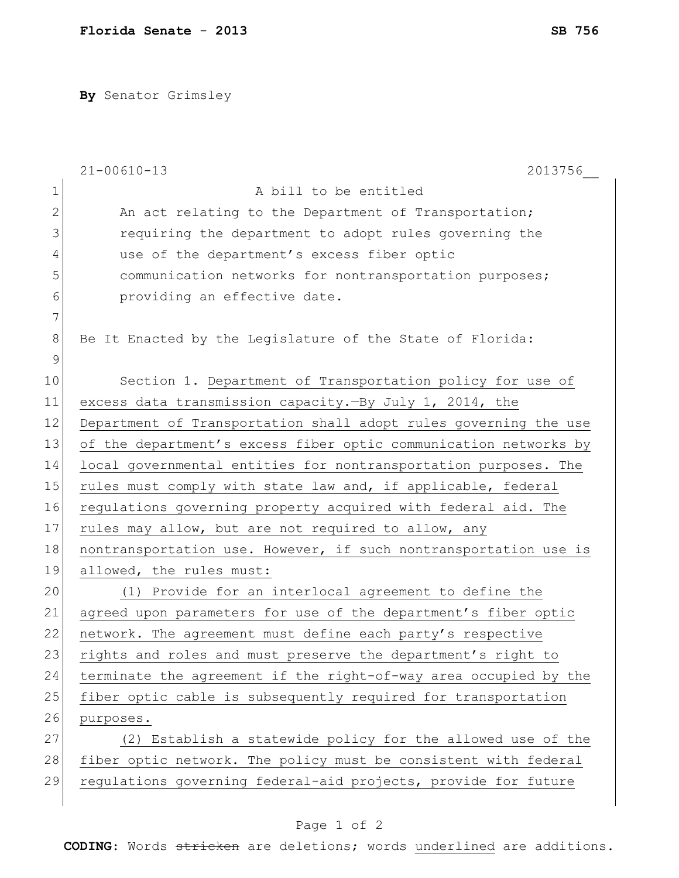By Senator Grimsley

21-00610-13 2013756__

A bill to be entitled

An act relating to the Department of Transportation; requiring the department to adopt rules governing the use of the department's excess fiber optic communication networks for nontransportation purposes; providing an effective date.

Be It Enacted by the Legislature of the State of Florida:

Section 1. Department of Transportation policy for use of excess data transmission capacity.—By July 1, 2014, the Department of Transportation shall adopt rules governing the use of the department's excess fiber optic communication networks by local governmental entities for nontransportation purposes. The rules must comply with state law and, if applicable, federal regulations governing property acquired with federal aid. The rules may allow, but are not required to allow, any nontransportation use. However, if such nontransportation use is allowed, the rules must:

(1) Provide for an interlocal agreement to define the agreed upon parameters for use of the department's fiber optic network. The agreement must define each party's respective rights and roles and must preserve the department's right to terminate the agreement if the right-of-way area occupied by the fiber optic cable is subsequently required for transportation purposes.

(2) Establish a statewide policy for the allowed use of the fiber optic network. The policy must be consistent with federal regulations governing federal-aid projects, provide for future

CODING: Words ~~stricken~~ are deletions; words underlined are additions.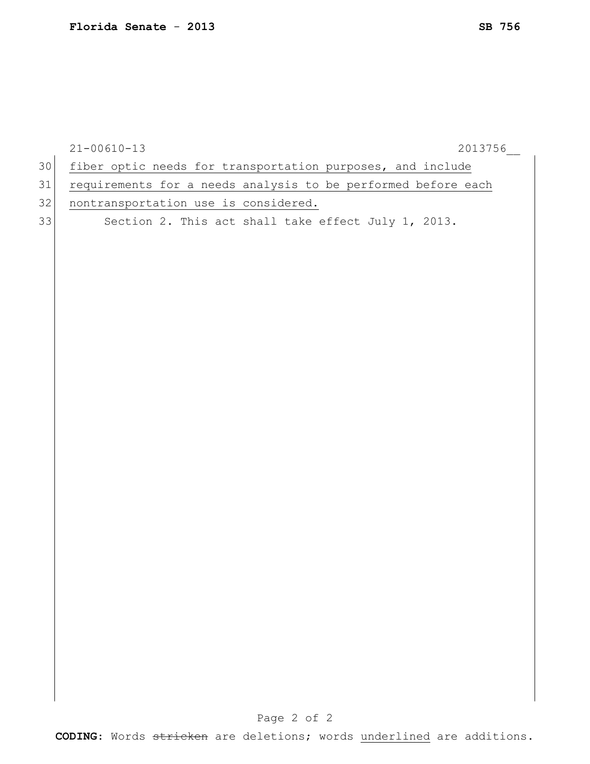21-00610-13 2013756__

30 fiber optic needs for transportation purposes, and include
31 requirements for a needs analysis to be performed before each
32 nontransportation use is considered.
33 Section 2. This act shall take effect July 1, 2013.

**CODING:** Words ~~stricken~~ are deletions; words underlined are additions.